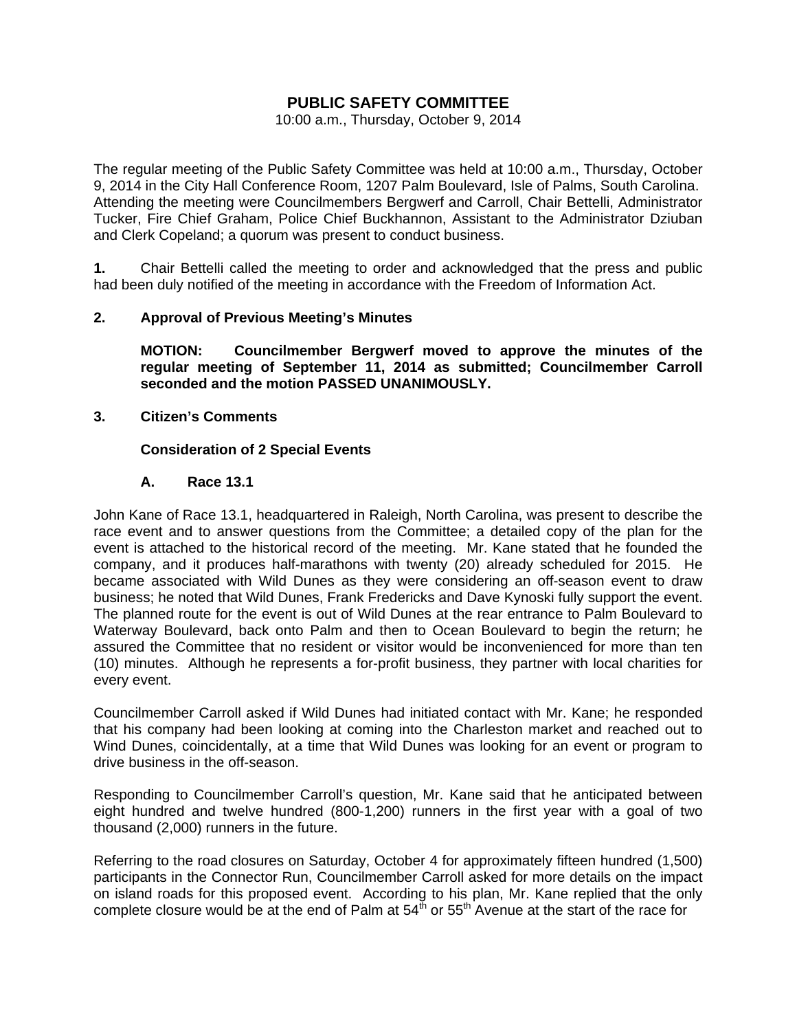# PUBLIC SAFETY COMMITTEE

10:00 a.m., Thursday, October 9, 2014

The regular meeting of the Public Safety Committee was held at 10:00 a.m., Thursday, October 9, 2014 in the City Hall Conference Room, 1207 Palm Boulevard, Isle of Palms, South Carolina. Attending the meeting were Councilmembers Bergwerf and Carroll, Chair Bettelli, Administrator Tucker, Fire Chief Graham, Police Chief Buckhannon, Assistant to the Administrator Dziuban and Clerk Copeland; a quorum was present to conduct business.

**1.** Chair Bettelli called the meeting to order and acknowledged that the press and public had been duly notified of the meeting in accordance with the Freedom of Information Act.

**2. Approval of Previous Meeting's Minutes**

**MOTION: Councilmember Bergwerf moved to approve the minutes of the regular meeting of September 11, 2014 as submitted; Councilmember Carroll seconded and the motion PASSED UNANIMOUSLY.**

**3. Citizen's Comments**

**Consideration of 2 Special Events**

**A. Race 13.1**

John Kane of Race 13.1, headquartered in Raleigh, North Carolina, was present to describe the race event and to answer questions from the Committee; a detailed copy of the plan for the event is attached to the historical record of the meeting. Mr. Kane stated that he founded the company, and it produces half-marathons with twenty (20) already scheduled for 2015. He became associated with Wild Dunes as they were considering an off-season event to draw business; he noted that Wild Dunes, Frank Fredericks and Dave Kynoski fully support the event. The planned route for the event is out of Wild Dunes at the rear entrance to Palm Boulevard to Waterway Boulevard, back onto Palm and then to Ocean Boulevard to begin the return; he assured the Committee that no resident or visitor would be inconvenienced for more than ten (10) minutes. Although he represents a for-profit business, they partner with local charities for every event.

Councilmember Carroll asked if Wild Dunes had initiated contact with Mr. Kane; he responded that his company had been looking at coming into the Charleston market and reached out to Wind Dunes, coincidentally, at a time that Wild Dunes was looking for an event or program to drive business in the off-season.

Responding to Councilmember Carroll's question, Mr. Kane said that he anticipated between eight hundred and twelve hundred (800-1,200) runners in the first year with a goal of two thousand (2,000) runners in the future.

Referring to the road closures on Saturday, October 4 for approximately fifteen hundred (1,500) participants in the Connector Run, Councilmember Carroll asked for more details on the impact on island roads for this proposed event. According to his plan, Mr. Kane replied that the only complete closure would be at the end of Palm at 54th or 55th Avenue at the start of the race for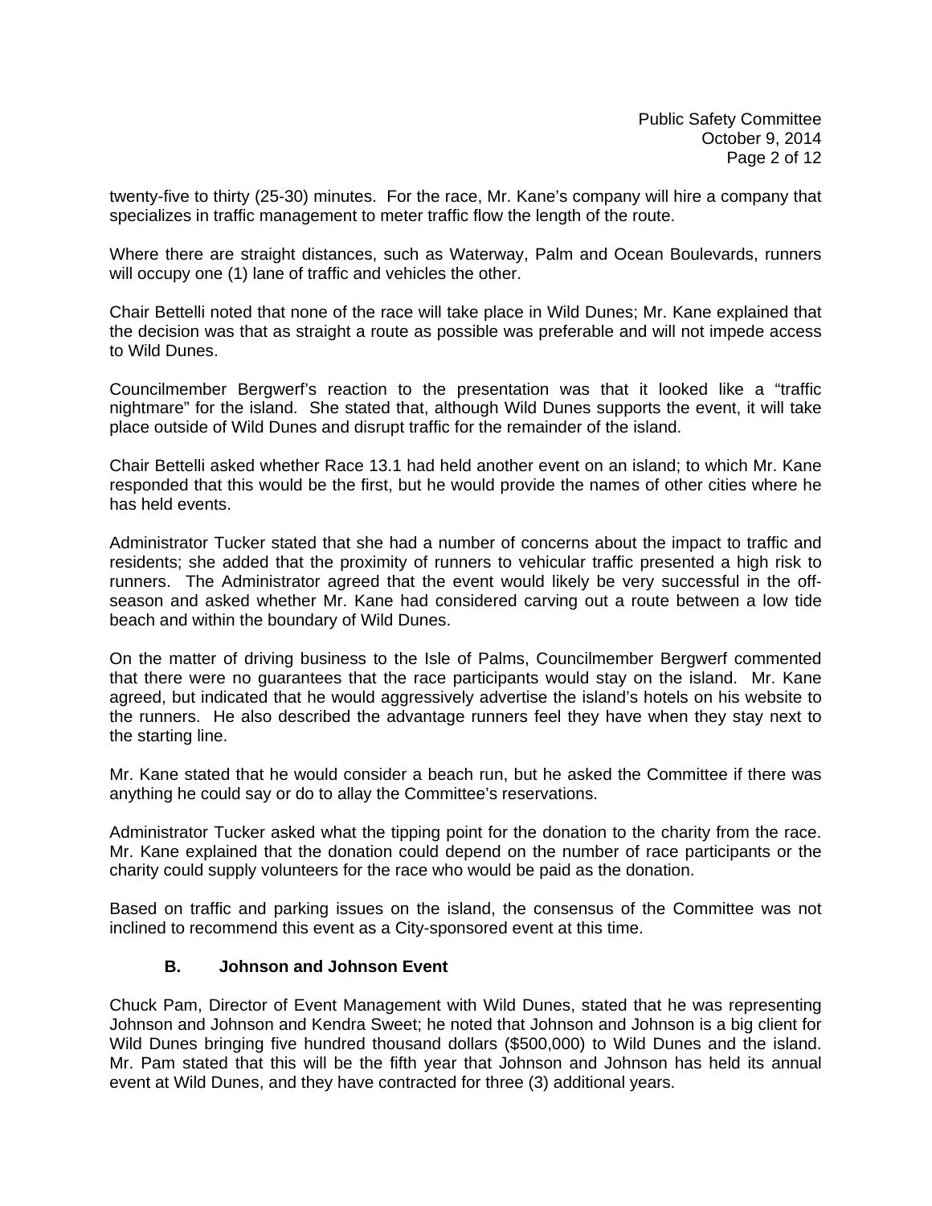twenty-five to thirty (25-30) minutes. For the race, Mr. Kane's company will hire a company that specializes in traffic management to meter traffic flow the length of the route.

Where there are straight distances, such as Waterway, Palm and Ocean Boulevards, runners will occupy one (1) lane of traffic and vehicles the other.

Chair Bettelli noted that none of the race will take place in Wild Dunes; Mr. Kane explained that the decision was that as straight a route as possible was preferable and will not impede access to Wild Dunes.

Councilmember Bergwerf's reaction to the presentation was that it looked like a "traffic nightmare" for the island. She stated that, although Wild Dunes supports the event, it will take place outside of Wild Dunes and disrupt traffic for the remainder of the island.

Chair Bettelli asked whether Race 13.1 had held another event on an island; to which Mr. Kane responded that this would be the first, but he would provide the names of other cities where he has held events.

Administrator Tucker stated that she had a number of concerns about the impact to traffic and residents; she added that the proximity of runners to vehicular traffic presented a high risk to runners. The Administrator agreed that the event would likely be very successful in the off-season and asked whether Mr. Kane had considered carving out a route between a low tide beach and within the boundary of Wild Dunes.

On the matter of driving business to the Isle of Palms, Councilmember Bergwerf commented that there were no guarantees that the race participants would stay on the island. Mr. Kane agreed, but indicated that he would aggressively advertise the island's hotels on his website to the runners. He also described the advantage runners feel they have when they stay next to the starting line.

Mr. Kane stated that he would consider a beach run, but he asked the Committee if there was anything he could say or do to allay the Committee's reservations.

Administrator Tucker asked what the tipping point for the donation to the charity from the race. Mr. Kane explained that the donation could depend on the number of race participants or the charity could supply volunteers for the race who would be paid as the donation.

Based on traffic and parking issues on the island, the consensus of the Committee was not inclined to recommend this event as a City-sponsored event at this time.

**B. Johnson and Johnson Event**

Chuck Pam, Director of Event Management with Wild Dunes, stated that he was representing Johnson and Johnson and Kendra Sweet; he noted that Johnson and Johnson is a big client for Wild Dunes bringing five hundred thousand dollars ($500,000) to Wild Dunes and the island. Mr. Pam stated that this will be the fifth year that Johnson and Johnson has held its annual event at Wild Dunes, and they have contracted for three (3) additional years.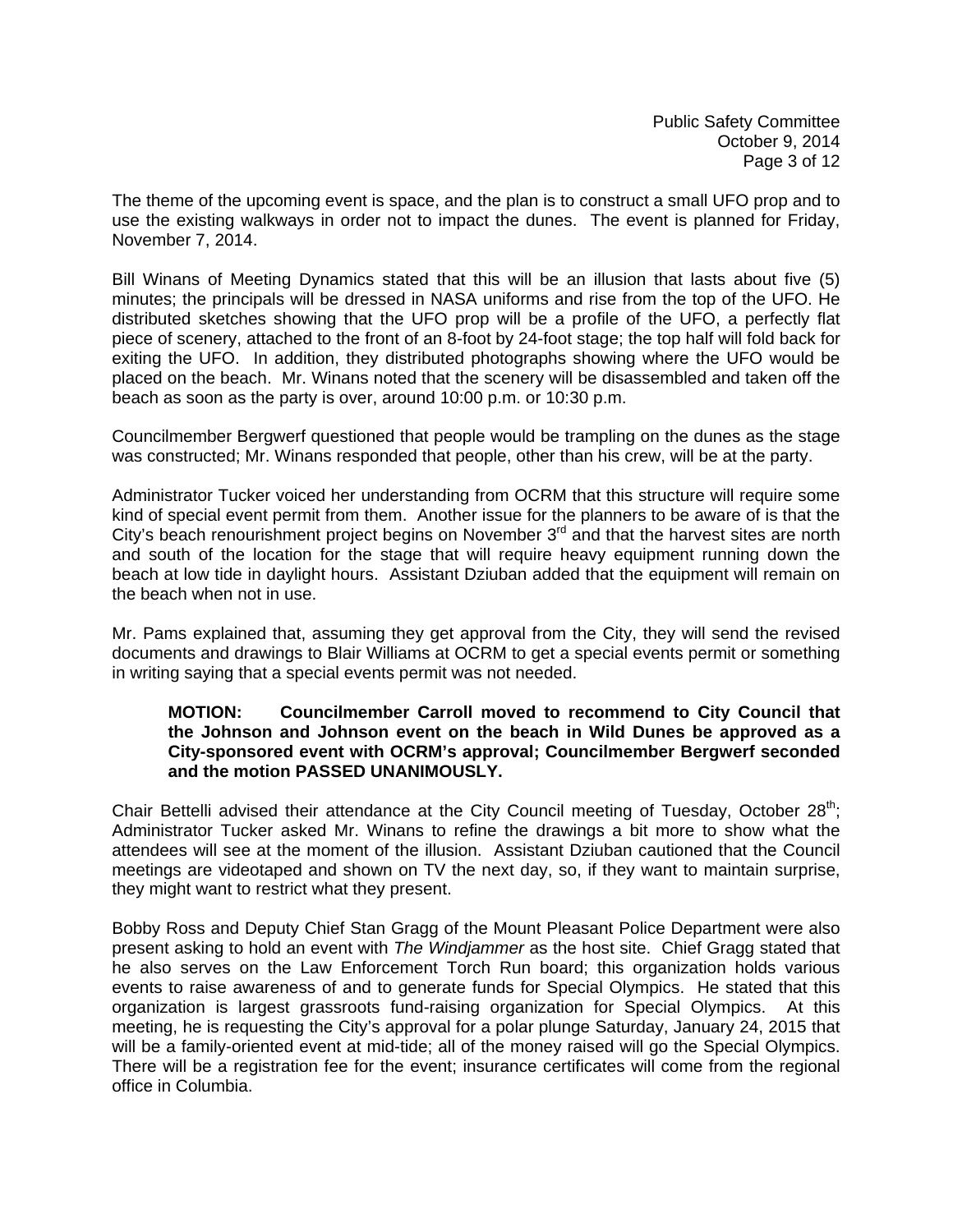The theme of the upcoming event is space, and the plan is to construct a small UFO prop and to use the existing walkways in order not to impact the dunes. The event is planned for Friday, November 7, 2014.

Bill Winans of Meeting Dynamics stated that this will be an illusion that lasts about five (5) minutes; the principals will be dressed in NASA uniforms and rise from the top of the UFO. He distributed sketches showing that the UFO prop will be a profile of the UFO, a perfectly flat piece of scenery, attached to the front of an 8-foot by 24-foot stage; the top half will fold back for exiting the UFO. In addition, they distributed photographs showing where the UFO would be placed on the beach. Mr. Winans noted that the scenery will be disassembled and taken off the beach as soon as the party is over, around 10:00 p.m. or 10:30 p.m.

Councilmember Bergwerf questioned that people would be trampling on the dunes as the stage was constructed; Mr. Winans responded that people, other than his crew, will be at the party.

Administrator Tucker voiced her understanding from OCRM that this structure will require some kind of special event permit from them. Another issue for the planners to be aware of is that the City's beach renourishment project begins on November 3rd and that the harvest sites are north and south of the location for the stage that will require heavy equipment running down the beach at low tide in daylight hours. Assistant Dziuban added that the equipment will remain on the beach when not in use.

Mr. Pams explained that, assuming they get approval from the City, they will send the revised documents and drawings to Blair Williams at OCRM to get a special events permit or something in writing saying that a special events permit was not needed.

> **MOTION: Councilmember Carroll moved to recommend to City Council that the Johnson and Johnson event on the beach in Wild Dunes be approved as a City-sponsored event with OCRM's approval; Councilmember Bergwerf seconded and the motion PASSED UNANIMOUSLY.**

Chair Bettelli advised their attendance at the City Council meeting of Tuesday, October 28th; Administrator Tucker asked Mr. Winans to refine the drawings a bit more to show what the attendees will see at the moment of the illusion. Assistant Dziuban cautioned that the Council meetings are videotaped and shown on TV the next day, so, if they want to maintain surprise, they might want to restrict what they present.

Bobby Ross and Deputy Chief Stan Gragg of the Mount Pleasant Police Department were also present asking to hold an event with *The Windjammer* as the host site. Chief Gragg stated that he also serves on the Law Enforcement Torch Run board; this organization holds various events to raise awareness of and to generate funds for Special Olympics. He stated that this organization is largest grassroots fund-raising organization for Special Olympics. At this meeting, he is requesting the City's approval for a polar plunge Saturday, January 24, 2015 that will be a family-oriented event at mid-tide; all of the money raised will go the Special Olympics. There will be a registration fee for the event; insurance certificates will come from the regional office in Columbia.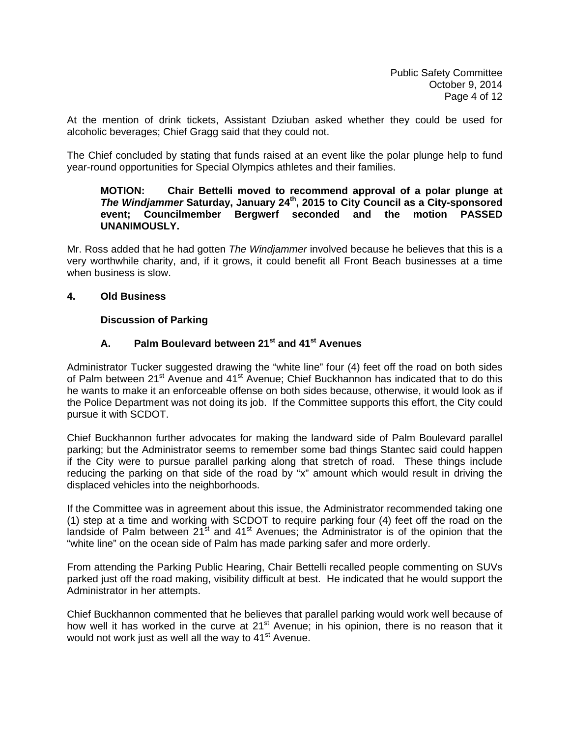At the mention of drink tickets, Assistant Dziuban asked whether they could be used for alcoholic beverages; Chief Gragg said that they could not.

The Chief concluded by stating that funds raised at an event like the polar plunge help to fund year-round opportunities for Special Olympics athletes and their families.

> **MOTION: Chair Bettelli moved to recommend approval of a polar plunge at *The Windjammer* Saturday, January 24th, 2015 to City Council as a City-sponsored event; Councilmember Bergwerf seconded and the motion PASSED UNANIMOUSLY.**

Mr. Ross added that he had gotten *The Windjammer* involved because he believes that this is a very worthwhile charity, and, if it grows, it could benefit all Front Beach businesses at a time when business is slow.

## 4. Old Business

### Discussion of Parking

### A. Palm Boulevard between 21st and 41st Avenues

Administrator Tucker suggested drawing the "white line" four (4) feet off the road on both sides of Palm between 21st Avenue and 41st Avenue; Chief Buckhannon has indicated that to do this he wants to make it an enforceable offense on both sides because, otherwise, it would look as if the Police Department was not doing its job. If the Committee supports this effort, the City could pursue it with SCDOT.

Chief Buckhannon further advocates for making the landward side of Palm Boulevard parallel parking; but the Administrator seems to remember some bad things Stantec said could happen if the City were to pursue parallel parking along that stretch of road. These things include reducing the parking on that side of the road by "x" amount which would result in driving the displaced vehicles into the neighborhoods.

If the Committee was in agreement about this issue, the Administrator recommended taking one (1) step at a time and working with SCDOT to require parking four (4) feet off the road on the landside of Palm between 21st and 41st Avenues; the Administrator is of the opinion that the "white line" on the ocean side of Palm has made parking safer and more orderly.

From attending the Parking Public Hearing, Chair Bettelli recalled people commenting on SUVs parked just off the road making, visibility difficult at best. He indicated that he would support the Administrator in her attempts.

Chief Buckhannon commented that he believes that parallel parking would work well because of how well it has worked in the curve at 21st Avenue; in his opinion, there is no reason that it would not work just as well all the way to 41st Avenue.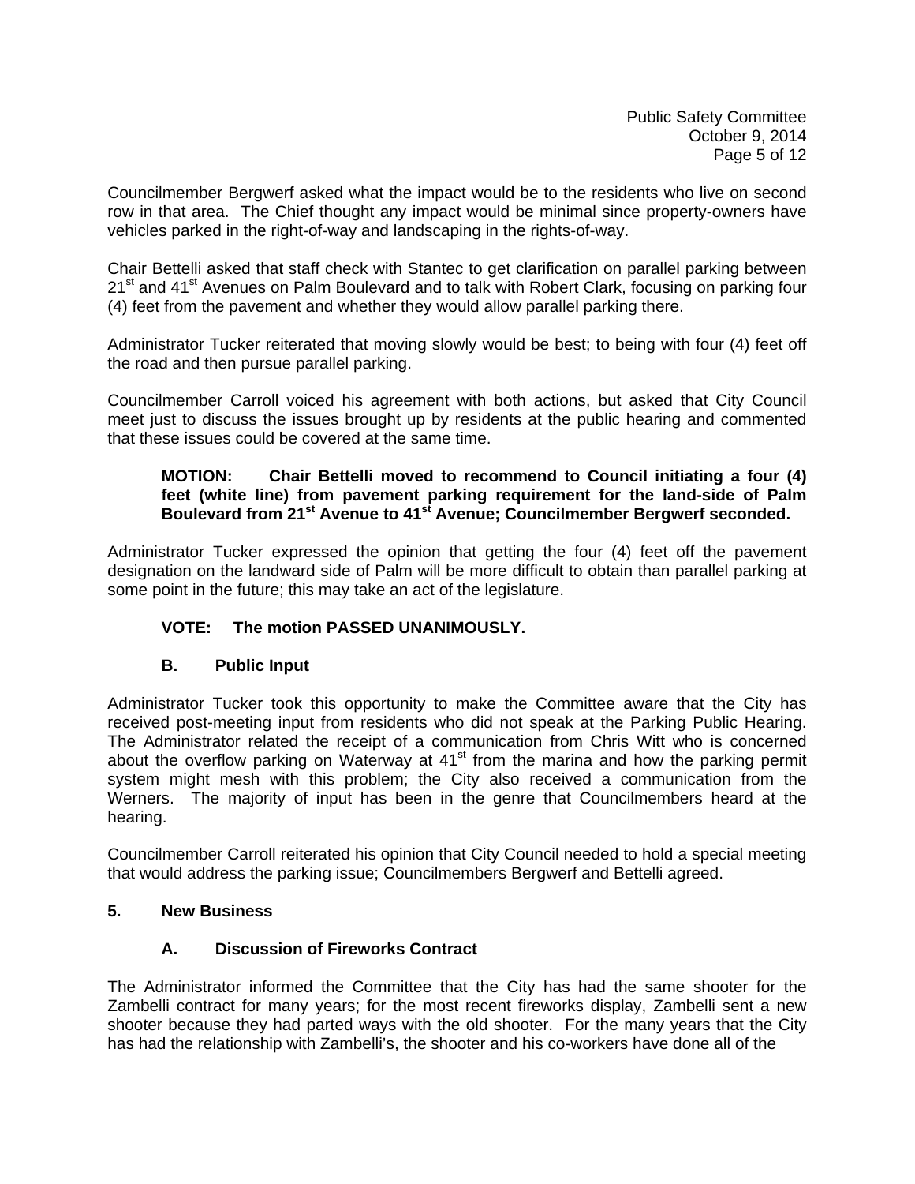Councilmember Bergwerf asked what the impact would be to the residents who live on second row in that area. The Chief thought any impact would be minimal since property-owners have vehicles parked in the right-of-way and landscaping in the rights-of-way.

Chair Bettelli asked that staff check with Stantec to get clarification on parallel parking between 21st and 41st Avenues on Palm Boulevard and to talk with Robert Clark, focusing on parking four (4) feet from the pavement and whether they would allow parallel parking there.

Administrator Tucker reiterated that moving slowly would be best; to being with four (4) feet off the road and then pursue parallel parking.

Councilmember Carroll voiced his agreement with both actions, but asked that City Council meet just to discuss the issues brought up by residents at the public hearing and commented that these issues could be covered at the same time.

> **MOTION: Chair Bettelli moved to recommend to Council initiating a four (4) feet (white line) from pavement parking requirement for the land-side of Palm Boulevard from 21st Avenue to 41st Avenue; Councilmember Bergwerf seconded.**

Administrator Tucker expressed the opinion that getting the four (4) feet off the pavement designation on the landward side of Palm will be more difficult to obtain than parallel parking at some point in the future; this may take an act of the legislature.

> **VOTE: The motion PASSED UNANIMOUSLY.**

### B. Public Input

Administrator Tucker took this opportunity to make the Committee aware that the City has received post-meeting input from residents who did not speak at the Parking Public Hearing. The Administrator related the receipt of a communication from Chris Witt who is concerned about the overflow parking on Waterway at 41st from the marina and how the parking permit system might mesh with this problem; the City also received a communication from the Werners. The majority of input has been in the genre that Councilmembers heard at the hearing.

Councilmember Carroll reiterated his opinion that City Council needed to hold a special meeting that would address the parking issue; Councilmembers Bergwerf and Bettelli agreed.

## 5. New Business

### A. Discussion of Fireworks Contract

The Administrator informed the Committee that the City has had the same shooter for the Zambelli contract for many years; for the most recent fireworks display, Zambelli sent a new shooter because they had parted ways with the old shooter. For the many years that the City has had the relationship with Zambelli's, the shooter and his co-workers have done all of the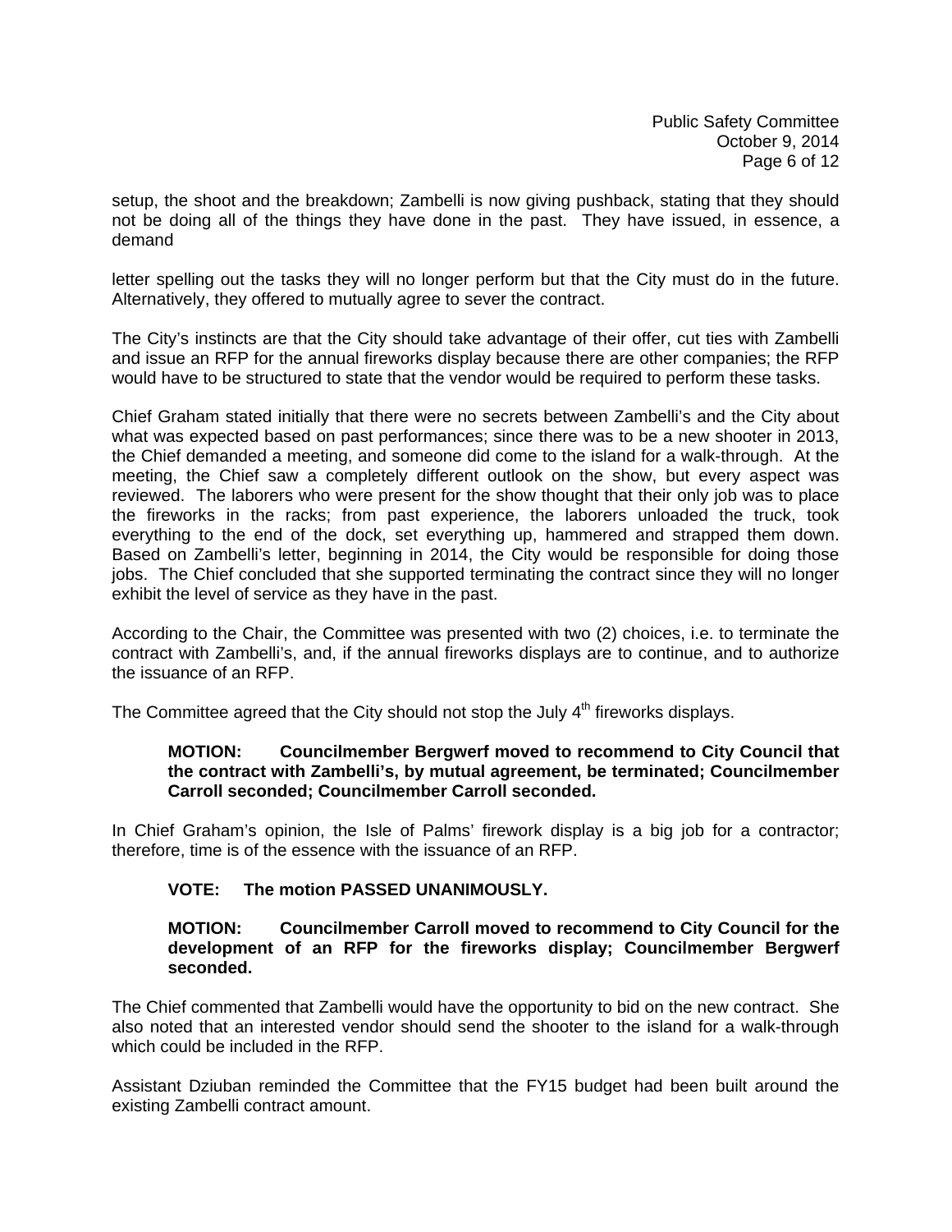setup, the shoot and the breakdown; Zambelli is now giving pushback, stating that they should not be doing all of the things they have done in the past. They have issued, in essence, a demand

letter spelling out the tasks they will no longer perform but that the City must do in the future. Alternatively, they offered to mutually agree to sever the contract.

The City's instincts are that the City should take advantage of their offer, cut ties with Zambelli and issue an RFP for the annual fireworks display because there are other companies; the RFP would have to be structured to state that the vendor would be required to perform these tasks.

Chief Graham stated initially that there were no secrets between Zambelli's and the City about what was expected based on past performances; since there was to be a new shooter in 2013, the Chief demanded a meeting, and someone did come to the island for a walk-through. At the meeting, the Chief saw a completely different outlook on the show, but every aspect was reviewed. The laborers who were present for the show thought that their only job was to place the fireworks in the racks; from past experience, the laborers unloaded the truck, took everything to the end of the dock, set everything up, hammered and strapped them down. Based on Zambelli's letter, beginning in 2014, the City would be responsible for doing those jobs. The Chief concluded that she supported terminating the contract since they will no longer exhibit the level of service as they have in the past.

According to the Chair, the Committee was presented with two (2) choices, i.e. to terminate the contract with Zambelli's, and, if the annual fireworks displays are to continue, and to authorize the issuance of an RFP.

The Committee agreed that the City should not stop the July 4th fireworks displays.

> **MOTION: Councilmember Bergwerf moved to recommend to City Council that the contract with Zambelli's, by mutual agreement, be terminated; Councilmember Carroll seconded; Councilmember Carroll seconded.**

In Chief Graham's opinion, the Isle of Palms' firework display is a big job for a contractor; therefore, time is of the essence with the issuance of an RFP.

> **VOTE: The motion PASSED UNANIMOUSLY.**

> **MOTION: Councilmember Carroll moved to recommend to City Council for the development of an RFP for the fireworks display; Councilmember Bergwerf seconded.**

The Chief commented that Zambelli would have the opportunity to bid on the new contract. She also noted that an interested vendor should send the shooter to the island for a walk-through which could be included in the RFP.

Assistant Dziuban reminded the Committee that the FY15 budget had been built around the existing Zambelli contract amount.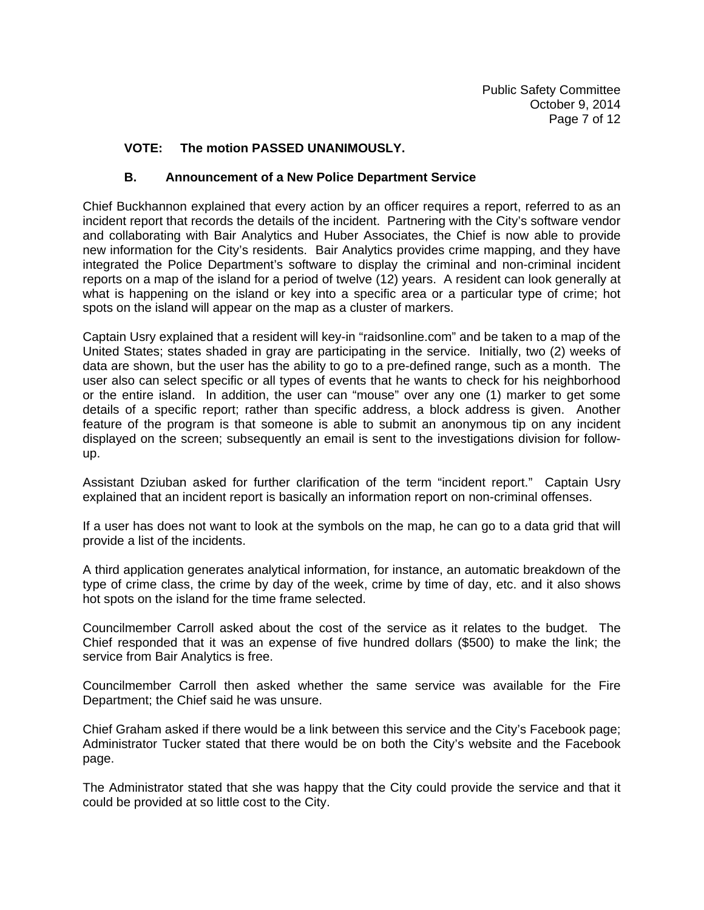**VOTE: The motion PASSED UNANIMOUSLY.**

### B. Announcement of a New Police Department Service

Chief Buckhannon explained that every action by an officer requires a report, referred to as an incident report that records the details of the incident. Partnering with the City's software vendor and collaborating with Bair Analytics and Huber Associates, the Chief is now able to provide new information for the City's residents. Bair Analytics provides crime mapping, and they have integrated the Police Department's software to display the criminal and non-criminal incident reports on a map of the island for a period of twelve (12) years. A resident can look generally at what is happening on the island or key into a specific area or a particular type of crime; hot spots on the island will appear on the map as a cluster of markers.

Captain Usry explained that a resident will key-in "raidsonline.com" and be taken to a map of the United States; states shaded in gray are participating in the service. Initially, two (2) weeks of data are shown, but the user has the ability to go to a pre-defined range, such as a month. The user also can select specific or all types of events that he wants to check for his neighborhood or the entire island. In addition, the user can "mouse" over any one (1) marker to get some details of a specific report; rather than specific address, a block address is given. Another feature of the program is that someone is able to submit an anonymous tip on any incident displayed on the screen; subsequently an email is sent to the investigations division for follow-up.

Assistant Dziuban asked for further clarification of the term "incident report." Captain Usry explained that an incident report is basically an information report on non-criminal offenses.

If a user has does not want to look at the symbols on the map, he can go to a data grid that will provide a list of the incidents.

A third application generates analytical information, for instance, an automatic breakdown of the type of crime class, the crime by day of the week, crime by time of day, etc. and it also shows hot spots on the island for the time frame selected.

Councilmember Carroll asked about the cost of the service as it relates to the budget. The Chief responded that it was an expense of five hundred dollars ($500) to make the link; the service from Bair Analytics is free.

Councilmember Carroll then asked whether the same service was available for the Fire Department; the Chief said he was unsure.

Chief Graham asked if there would be a link between this service and the City's Facebook page; Administrator Tucker stated that there would be on both the City's website and the Facebook page.

The Administrator stated that she was happy that the City could provide the service and that it could be provided at so little cost to the City.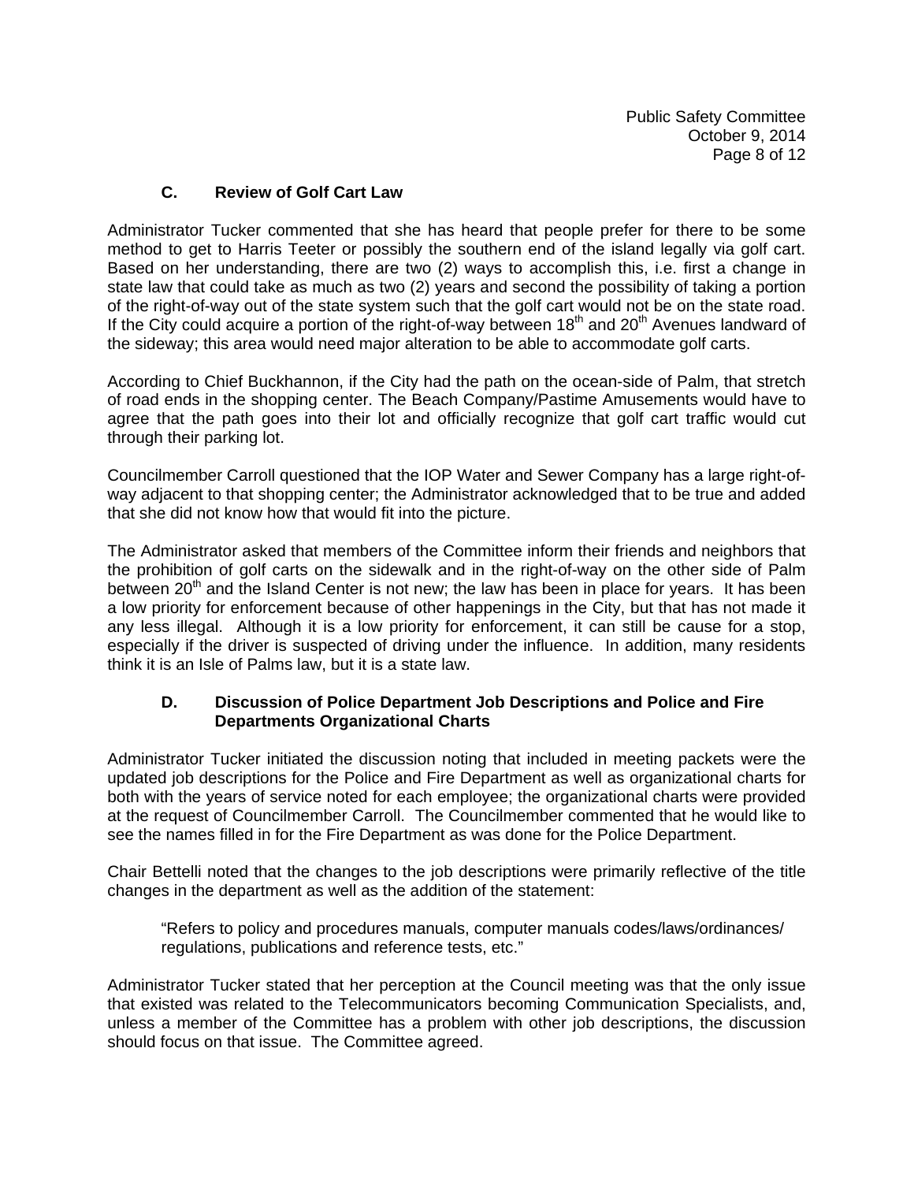### C. Review of Golf Cart Law

Administrator Tucker commented that she has heard that people prefer for there to be some method to get to Harris Teeter or possibly the southern end of the island legally via golf cart. Based on her understanding, there are two (2) ways to accomplish this, i.e. first a change in state law that could take as much as two (2) years and second the possibility of taking a portion of the right-of-way out of the state system such that the golf cart would not be on the state road. If the City could acquire a portion of the right-of-way between 18th and 20th Avenues landward of the sideway; this area would need major alteration to be able to accommodate golf carts.

According to Chief Buckhannon, if the City had the path on the ocean-side of Palm, that stretch of road ends in the shopping center. The Beach Company/Pastime Amusements would have to agree that the path goes into their lot and officially recognize that golf cart traffic would cut through their parking lot.

Councilmember Carroll questioned that the IOP Water and Sewer Company has a large right-of-way adjacent to that shopping center; the Administrator acknowledged that to be true and added that she did not know how that would fit into the picture.

The Administrator asked that members of the Committee inform their friends and neighbors that the prohibition of golf carts on the sidewalk and in the right-of-way on the other side of Palm between 20th and the Island Center is not new; the law has been in place for years. It has been a low priority for enforcement because of other happenings in the City, but that has not made it any less illegal. Although it is a low priority for enforcement, it can still be cause for a stop, especially if the driver is suspected of driving under the influence. In addition, many residents think it is an Isle of Palms law, but it is a state law.

### D. Discussion of Police Department Job Descriptions and Police and Fire Departments Organizational Charts

Administrator Tucker initiated the discussion noting that included in meeting packets were the updated job descriptions for the Police and Fire Department as well as organizational charts for both with the years of service noted for each employee; the organizational charts were provided at the request of Councilmember Carroll. The Councilmember commented that he would like to see the names filled in for the Fire Department as was done for the Police Department.

Chair Bettelli noted that the changes to the job descriptions were primarily reflective of the title changes in the department as well as the addition of the statement:

> "Refers to policy and procedures manuals, computer manuals codes/laws/ordinances/ regulations, publications and reference tests, etc."

Administrator Tucker stated that her perception at the Council meeting was that the only issue that existed was related to the Telecommunicators becoming Communication Specialists, and, unless a member of the Committee has a problem with other job descriptions, the discussion should focus on that issue. The Committee agreed.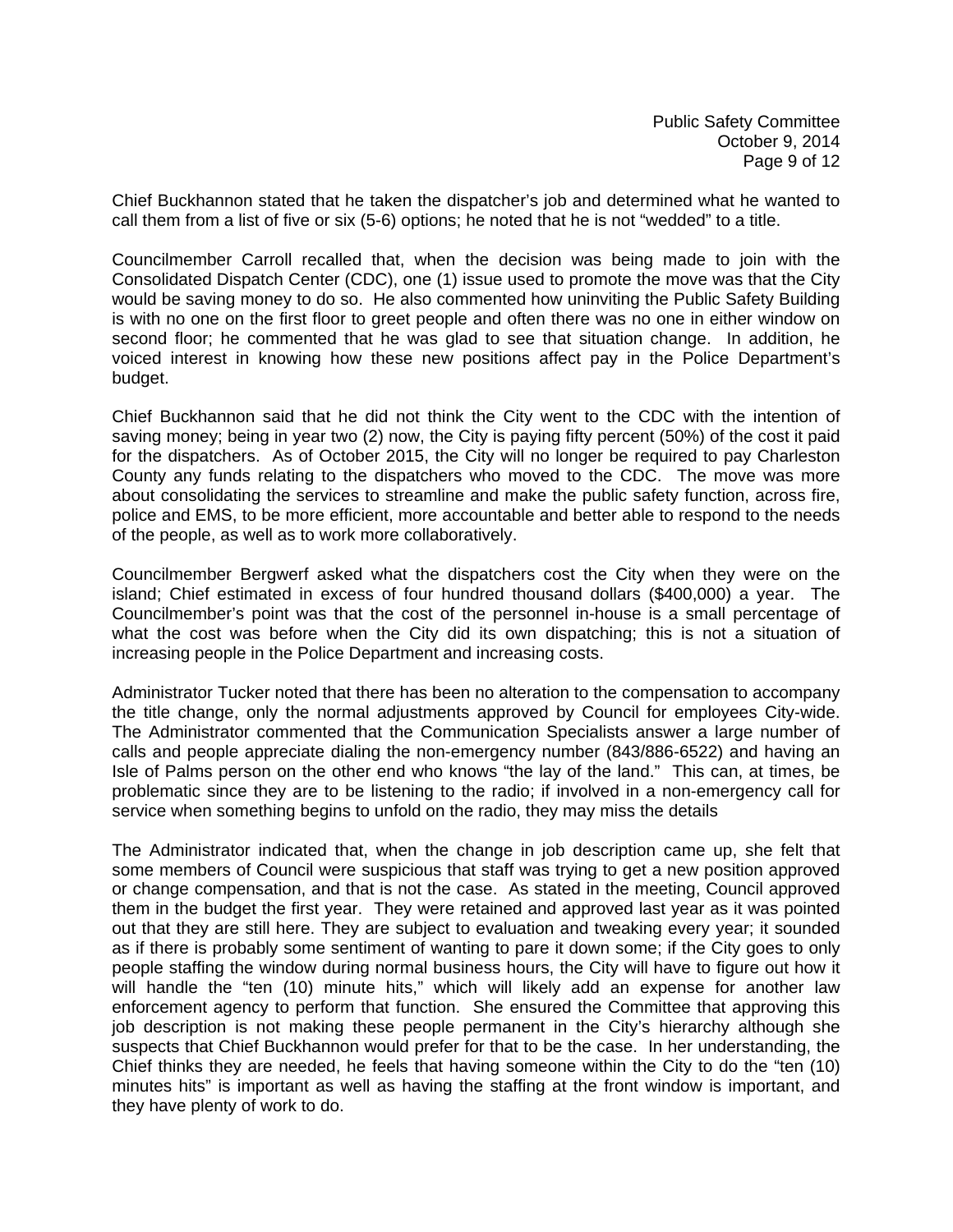Chief Buckhannon stated that he taken the dispatcher's job and determined what he wanted to call them from a list of five or six (5-6) options; he noted that he is not "wedded" to a title.

Councilmember Carroll recalled that, when the decision was being made to join with the Consolidated Dispatch Center (CDC), one (1) issue used to promote the move was that the City would be saving money to do so. He also commented how uninviting the Public Safety Building is with no one on the first floor to greet people and often there was no one in either window on second floor; he commented that he was glad to see that situation change. In addition, he voiced interest in knowing how these new positions affect pay in the Police Department's budget.

Chief Buckhannon said that he did not think the City went to the CDC with the intention of saving money; being in year two (2) now, the City is paying fifty percent (50%) of the cost it paid for the dispatchers. As of October 2015, the City will no longer be required to pay Charleston County any funds relating to the dispatchers who moved to the CDC. The move was more about consolidating the services to streamline and make the public safety function, across fire, police and EMS, to be more efficient, more accountable and better able to respond to the needs of the people, as well as to work more collaboratively.

Councilmember Bergwerf asked what the dispatchers cost the City when they were on the island; Chief estimated in excess of four hundred thousand dollars ($400,000) a year. The Councilmember's point was that the cost of the personnel in-house is a small percentage of what the cost was before when the City did its own dispatching; this is not a situation of increasing people in the Police Department and increasing costs.

Administrator Tucker noted that there has been no alteration to the compensation to accompany the title change, only the normal adjustments approved by Council for employees City-wide. The Administrator commented that the Communication Specialists answer a large number of calls and people appreciate dialing the non-emergency number (843/886-6522) and having an Isle of Palms person on the other end who knows "the lay of the land." This can, at times, be problematic since they are to be listening to the radio; if involved in a non-emergency call for service when something begins to unfold on the radio, they may miss the details

The Administrator indicated that, when the change in job description came up, she felt that some members of Council were suspicious that staff was trying to get a new position approved or change compensation, and that is not the case. As stated in the meeting, Council approved them in the budget the first year. They were retained and approved last year as it was pointed out that they are still here. They are subject to evaluation and tweaking every year; it sounded as if there is probably some sentiment of wanting to pare it down some; if the City goes to only people staffing the window during normal business hours, the City will have to figure out how it will handle the "ten (10) minute hits," which will likely add an expense for another law enforcement agency to perform that function. She ensured the Committee that approving this job description is not making these people permanent in the City's hierarchy although she suspects that Chief Buckhannon would prefer for that to be the case. In her understanding, the Chief thinks they are needed, he feels that having someone within the City to do the "ten (10) minutes hits" is important as well as having the staffing at the front window is important, and they have plenty of work to do.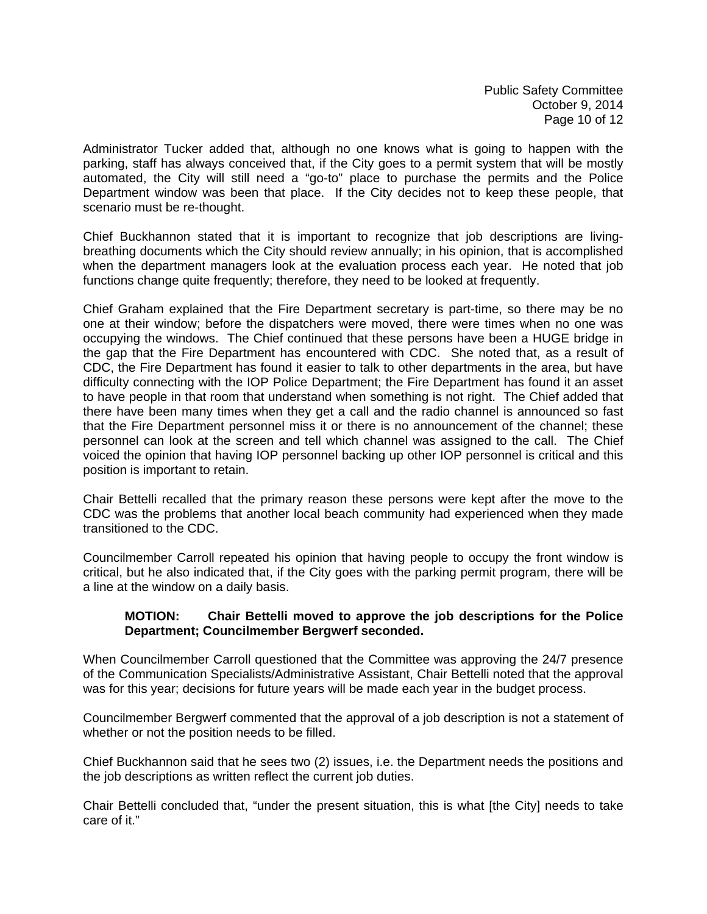Administrator Tucker added that, although no one knows what is going to happen with the parking, staff has always conceived that, if the City goes to a permit system that will be mostly automated, the City will still need a "go-to" place to purchase the permits and the Police Department window was been that place. If the City decides not to keep these people, that scenario must be re-thought.

Chief Buckhannon stated that it is important to recognize that job descriptions are living-breathing documents which the City should review annually; in his opinion, that is accomplished when the department managers look at the evaluation process each year. He noted that job functions change quite frequently; therefore, they need to be looked at frequently.

Chief Graham explained that the Fire Department secretary is part-time, so there may be no one at their window; before the dispatchers were moved, there were times when no one was occupying the windows. The Chief continued that these persons have been a HUGE bridge in the gap that the Fire Department has encountered with CDC. She noted that, as a result of CDC, the Fire Department has found it easier to talk to other departments in the area, but have difficulty connecting with the IOP Police Department; the Fire Department has found it an asset to have people in that room that understand when something is not right. The Chief added that there have been many times when they get a call and the radio channel is announced so fast that the Fire Department personnel miss it or there is no announcement of the channel; these personnel can look at the screen and tell which channel was assigned to the call. The Chief voiced the opinion that having IOP personnel backing up other IOP personnel is critical and this position is important to retain.

Chair Bettelli recalled that the primary reason these persons were kept after the move to the CDC was the problems that another local beach community had experienced when they made transitioned to the CDC.

Councilmember Carroll repeated his opinion that having people to occupy the front window is critical, but he also indicated that, if the City goes with the parking permit program, there will be a line at the window on a daily basis.

> **MOTION: Chair Bettelli moved to approve the job descriptions for the Police Department; Councilmember Bergwerf seconded.**

When Councilmember Carroll questioned that the Committee was approving the 24/7 presence of the Communication Specialists/Administrative Assistant, Chair Bettelli noted that the approval was for this year; decisions for future years will be made each year in the budget process.

Councilmember Bergwerf commented that the approval of a job description is not a statement of whether or not the position needs to be filled.

Chief Buckhannon said that he sees two (2) issues, i.e. the Department needs the positions and the job descriptions as written reflect the current job duties.

Chair Bettelli concluded that, "under the present situation, this is what [the City] needs to take care of it."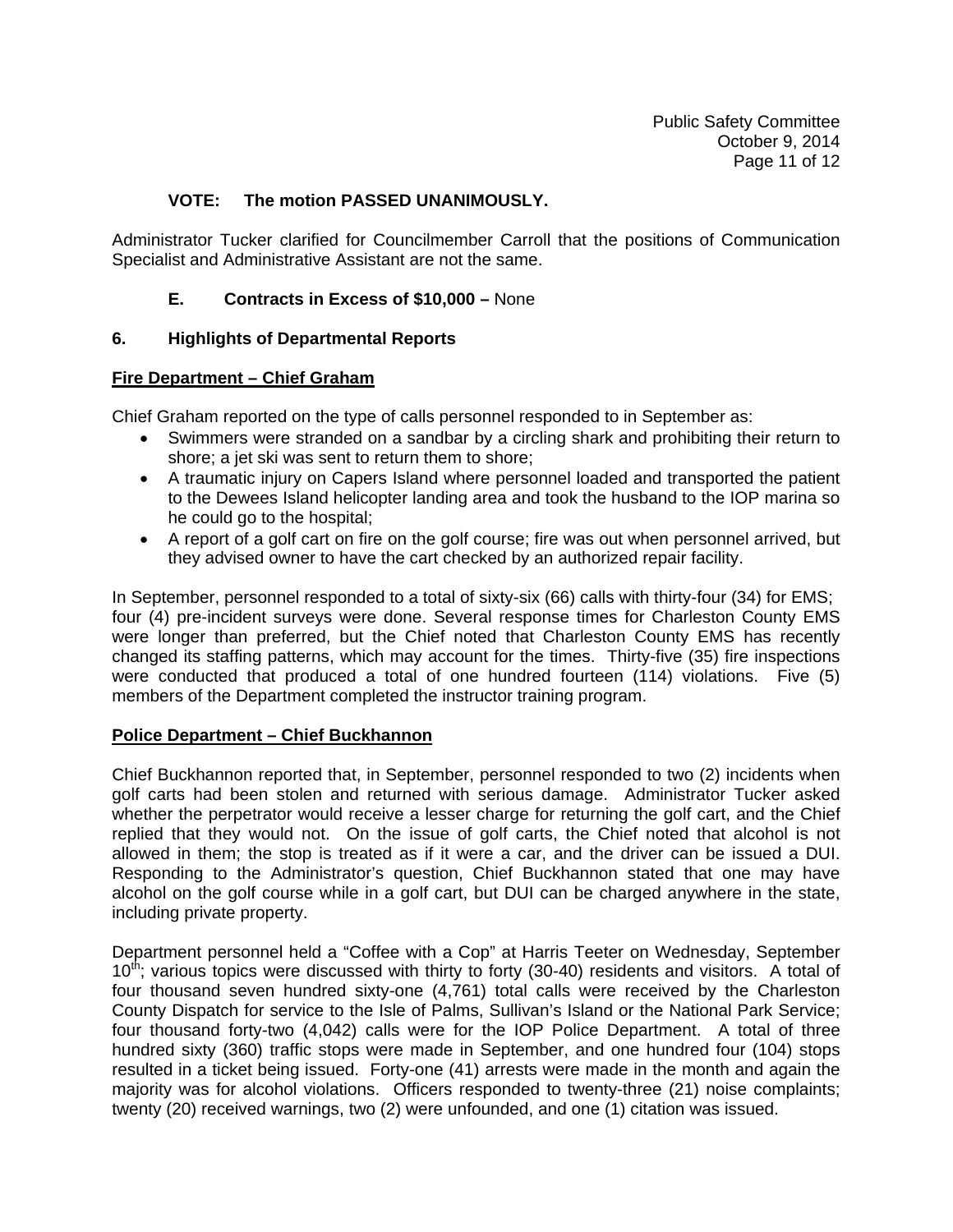**VOTE: The motion PASSED UNANIMOUSLY.**

Administrator Tucker clarified for Councilmember Carroll that the positions of Communication Specialist and Administrative Assistant are not the same.

**E. Contracts in Excess of $10,000 –** None

## 6. Highlights of Departmental Reports

**Fire Department – Chief Graham**

Chief Graham reported on the type of calls personnel responded to in September as:

- Swimmers were stranded on a sandbar by a circling shark and prohibiting their return to shore; a jet ski was sent to return them to shore;
- A traumatic injury on Capers Island where personnel loaded and transported the patient to the Dewees Island helicopter landing area and took the husband to the IOP marina so he could go to the hospital;
- A report of a golf cart on fire on the golf course; fire was out when personnel arrived, but they advised owner to have the cart checked by an authorized repair facility.

In September, personnel responded to a total of sixty-six (66) calls with thirty-four (34) for EMS; four (4) pre-incident surveys were done. Several response times for Charleston County EMS were longer than preferred, but the Chief noted that Charleston County EMS has recently changed its staffing patterns, which may account for the times. Thirty-five (35) fire inspections were conducted that produced a total of one hundred fourteen (114) violations. Five (5) members of the Department completed the instructor training program.

**Police Department – Chief Buckhannon**

Chief Buckhannon reported that, in September, personnel responded to two (2) incidents when golf carts had been stolen and returned with serious damage. Administrator Tucker asked whether the perpetrator would receive a lesser charge for returning the golf cart, and the Chief replied that they would not. On the issue of golf carts, the Chief noted that alcohol is not allowed in them; the stop is treated as if it were a car, and the driver can be issued a DUI. Responding to the Administrator's question, Chief Buckhannon stated that one may have alcohol on the golf course while in a golf cart, but DUI can be charged anywhere in the state, including private property.

Department personnel held a "Coffee with a Cop" at Harris Teeter on Wednesday, September 10th; various topics were discussed with thirty to forty (30-40) residents and visitors. A total of four thousand seven hundred sixty-one (4,761) total calls were received by the Charleston County Dispatch for service to the Isle of Palms, Sullivan's Island or the National Park Service; four thousand forty-two (4,042) calls were for the IOP Police Department. A total of three hundred sixty (360) traffic stops were made in September, and one hundred four (104) stops resulted in a ticket being issued. Forty-one (41) arrests were made in the month and again the majority was for alcohol violations. Officers responded to twenty-three (21) noise complaints; twenty (20) received warnings, two (2) were unfounded, and one (1) citation was issued.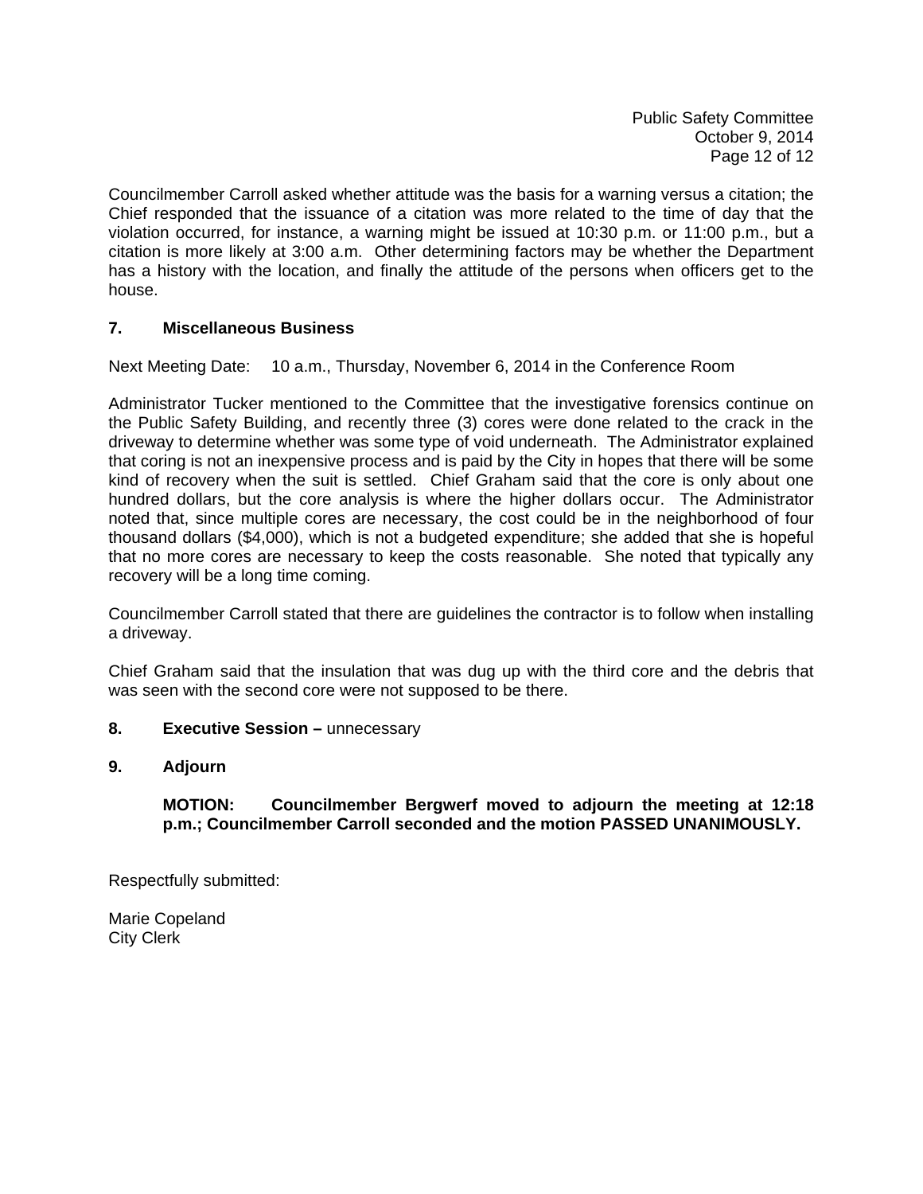Councilmember Carroll asked whether attitude was the basis for a warning versus a citation; the Chief responded that the issuance of a citation was more related to the time of day that the violation occurred, for instance, a warning might be issued at 10:30 p.m. or 11:00 p.m., but a citation is more likely at 3:00 a.m. Other determining factors may be whether the Department has a history with the location, and finally the attitude of the persons when officers get to the house.

## 7. Miscellaneous Business

Next Meeting Date: 10 a.m., Thursday, November 6, 2014 in the Conference Room

Administrator Tucker mentioned to the Committee that the investigative forensics continue on the Public Safety Building, and recently three (3) cores were done related to the crack in the driveway to determine whether was some type of void underneath. The Administrator explained that coring is not an inexpensive process and is paid by the City in hopes that there will be some kind of recovery when the suit is settled. Chief Graham said that the core is only about one hundred dollars, but the core analysis is where the higher dollars occur. The Administrator noted that, since multiple cores are necessary, the cost could be in the neighborhood of four thousand dollars ($4,000), which is not a budgeted expenditure; she added that she is hopeful that no more cores are necessary to keep the costs reasonable. She noted that typically any recovery will be a long time coming.

Councilmember Carroll stated that there are guidelines the contractor is to follow when installing a driveway.

Chief Graham said that the insulation that was dug up with the third core and the debris that was seen with the second core were not supposed to be there.

## 8. Executive Session – unnecessary

## 9. Adjourn

**MOTION: Councilmember Bergwerf moved to adjourn the meeting at 12:18 p.m.; Councilmember Carroll seconded and the motion PASSED UNANIMOUSLY.**

Respectfully submitted:

Marie Copeland
City Clerk